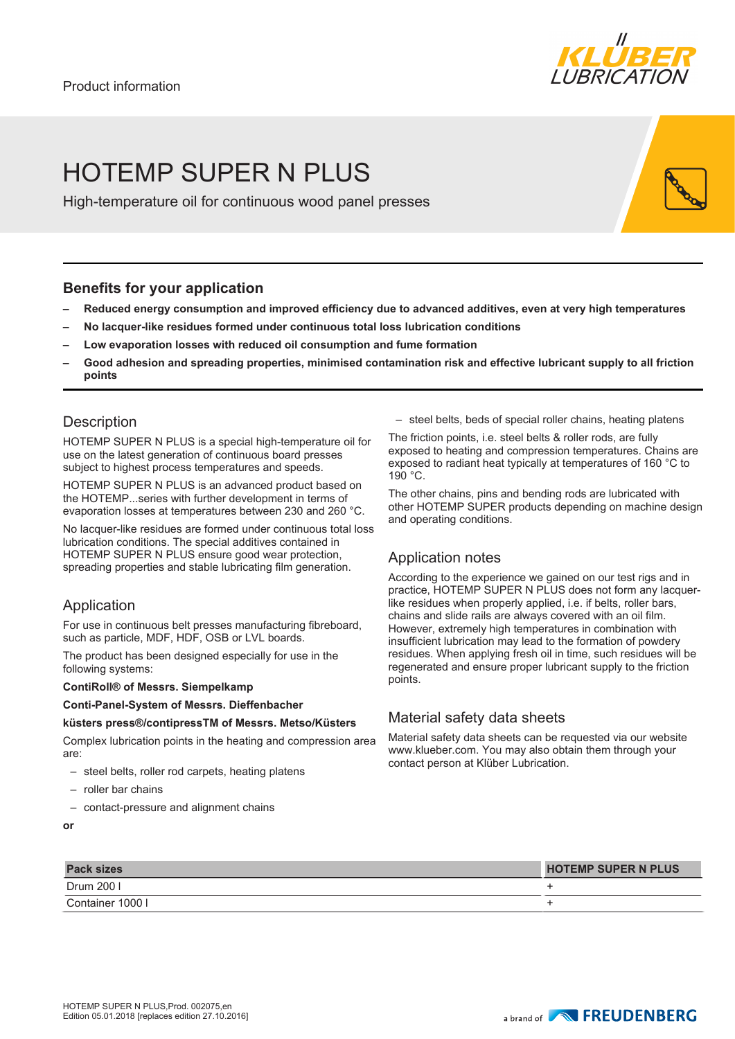Product information

# HOTEMP SUPER N PLUS

High-temperature oil for continuous wood panel presses

## Benefits for your application

- **Reduced energy consumption and improved efficiency due to advanced additives, even at very high temperatures**
- **No lacquer-like residues formed under continuous total loss lubrication conditions**
- **Low evaporation losses with reduced oil consumption and fume formation**
- **Good adhesion and spreading properties, minimised contamination risk and effective lubricant supply to all friction points**

## Description

HOTEMP SUPER N PLUS is a special high-temperature oil for use on the latest generation of continuous board presses subject to highest process temperatures and speeds.

HOTEMP SUPER N PLUS is an advanced product based on the HOTEMP...series with further development in terms of evaporation losses at temperatures between 230 and 260 °C.

No lacquer-like residues are formed under continuous total loss lubrication conditions. The special additives contained in HOTEMP SUPER N PLUS ensure good wear protection, spreading properties and stable lubricating film generation.

## Application

For use in continuous belt presses manufacturing fibreboard, such as particle, MDF, HDF, OSB or LVL boards.

The product has been designed especially for use in the following systems:

**ContiRoll® of Messrs. Siempelkamp**

**Conti-Panel-System of Messrs. Dieffenbacher**

**küsters press®/contipressTM of Messrs. Metso/Küsters**

Complex lubrication points in the heating and compression area are:

- steel belts, roller rod carpets, heating platens
- roller bar chains
- contact-pressure and alignment chains

**or**

- steel belts, beds of special roller chains, heating platens

The friction points, i.e. steel belts & roller rods, are fully exposed to heating and compression temperatures. Chains are exposed to radiant heat typically at temperatures of 160 °C to 190 °C.

The other chains, pins and bending rods are lubricated with other HOTEMP SUPER products depending on machine design and operating conditions.

## Application notes

According to the experience we gained on our test rigs and in practice, HOTEMP SUPER N PLUS does not form any lacquer-like residues when properly applied, i.e. if belts, roller bars, chains and slide rails are always covered with an oil film. However, extremely high temperatures in combination with insufficient lubrication may lead to the formation of powdery residues. When applying fresh oil in time, such residues will be regenerated and ensure proper lubricant supply to the friction points.

## Material safety data sheets

Material safety data sheets can be requested via our website www.klueber.com. You may also obtain them through your contact person at Klüber Lubrication.

| Pack sizes | HOTEMP SUPER N PLUS |
|---|---|
| Drum 200 l | + |
| Container 1000 l | + |

HOTEMP SUPER N PLUS,Prod. 002075,en
Edition 05.01.2018 [replaces edition 27.10.2016]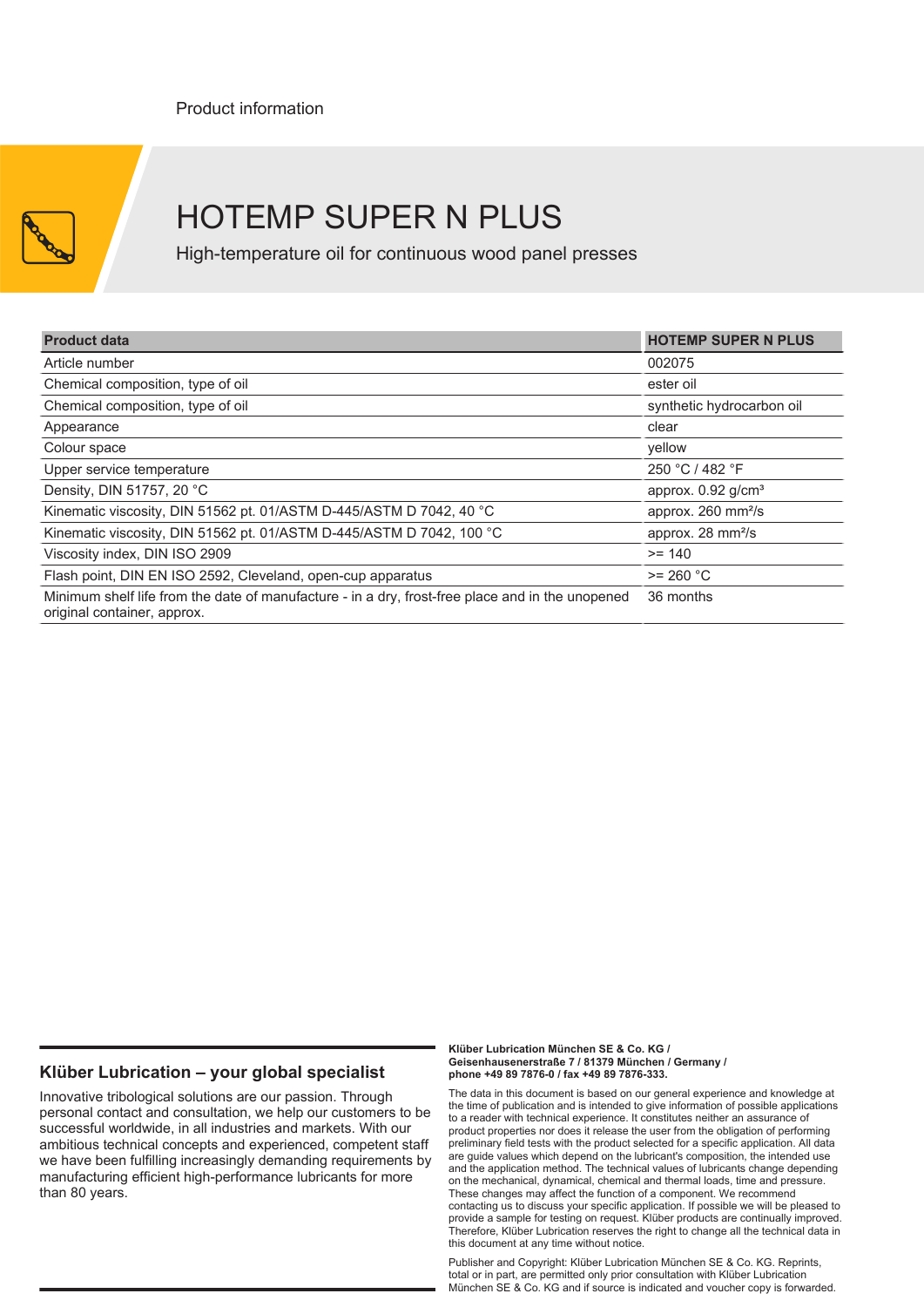Product information

# HOTEMP SUPER N PLUS

High-temperature oil for continuous wood panel presses

| Product data | HOTEMP SUPER N PLUS |
| --- | --- |
| Article number | 002075 |
| Chemical composition, type of oil | ester oil |
| Chemical composition, type of oil | synthetic hydrocarbon oil |
| Appearance | clear |
| Colour space | yellow |
| Upper service temperature | 250 °C / 482 °F |
| Density, DIN 51757, 20 °C | approx. 0.92 g/cm³ |
| Kinematic viscosity, DIN 51562 pt. 01/ASTM D-445/ASTM D 7042, 40 °C | approx. 260 mm²/s |
| Kinematic viscosity, DIN 51562 pt. 01/ASTM D-445/ASTM D 7042, 100 °C | approx. 28 mm²/s |
| Viscosity index, DIN ISO 2909 | >= 140 |
| Flash point, DIN EN ISO 2592, Cleveland, open-cup apparatus | >= 260 °C |
| Minimum shelf life from the date of manufacture - in a dry, frost-free place and in the unopened original container, approx. | 36 months |

## Klüber Lubrication – your global specialist

Innovative tribological solutions are our passion. Through personal contact and consultation, we help our customers to be successful worldwide, in all industries and markets. With our ambitious technical concepts and experienced, competent staff we have been fulfilling increasingly demanding requirements by manufacturing efficient high-performance lubricants for more than 80 years.

**Klüber Lubrication München SE & Co. KG / Geisenhausenerstraße 7 / 81379 München / Germany / phone +49 89 7876-0 / fax +49 89 7876-333.**

The data in this document is based on our general experience and knowledge at the time of publication and is intended to give information of possible applications to a reader with technical experience. It constitutes neither an assurance of product properties nor does it release the user from the obligation of performing preliminary field tests with the product selected for a specific application. All data are guide values which depend on the lubricant's composition, the intended use and the application method. The technical values of lubricants change depending on the mechanical, dynamical, chemical and thermal loads, time and pressure. These changes may affect the function of a component. We recommend contacting us to discuss your specific application. If possible we will be pleased to provide a sample for testing on request. Klüber products are continually improved. Therefore, Klüber Lubrication reserves the right to change all the technical data in this document at any time without notice.

Publisher and Copyright: Klüber Lubrication München SE & Co. KG. Reprints, total or in part, are permitted only prior consultation with Klüber Lubrication München SE & Co. KG and if source is indicated and voucher copy is forwarded.